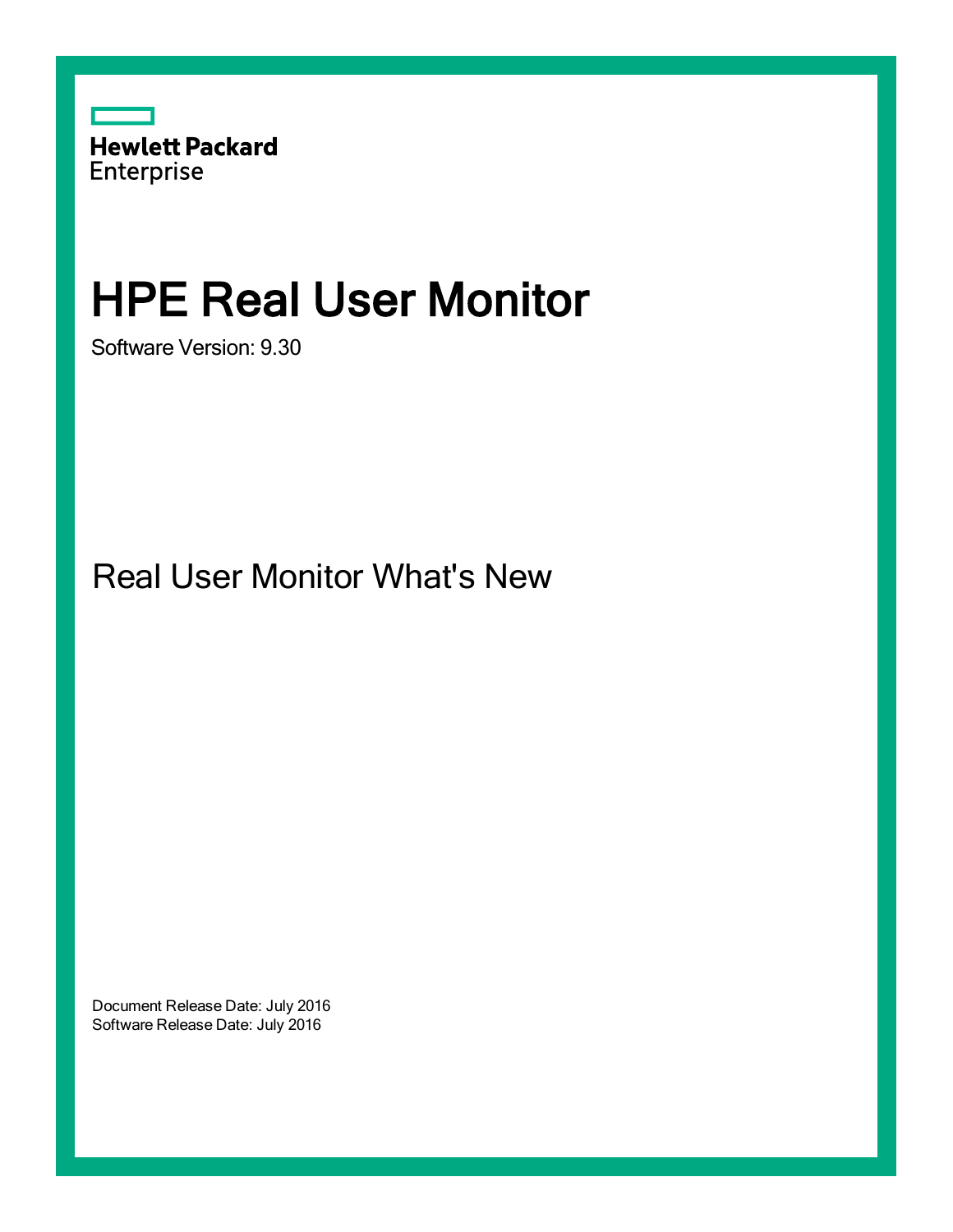Hewlett Packard
Enterprise

# HPE Real User Monitor

Software Version: 9.30

## Real User Monitor What's New

Document Release Date: July 2016
Software Release Date: July 2016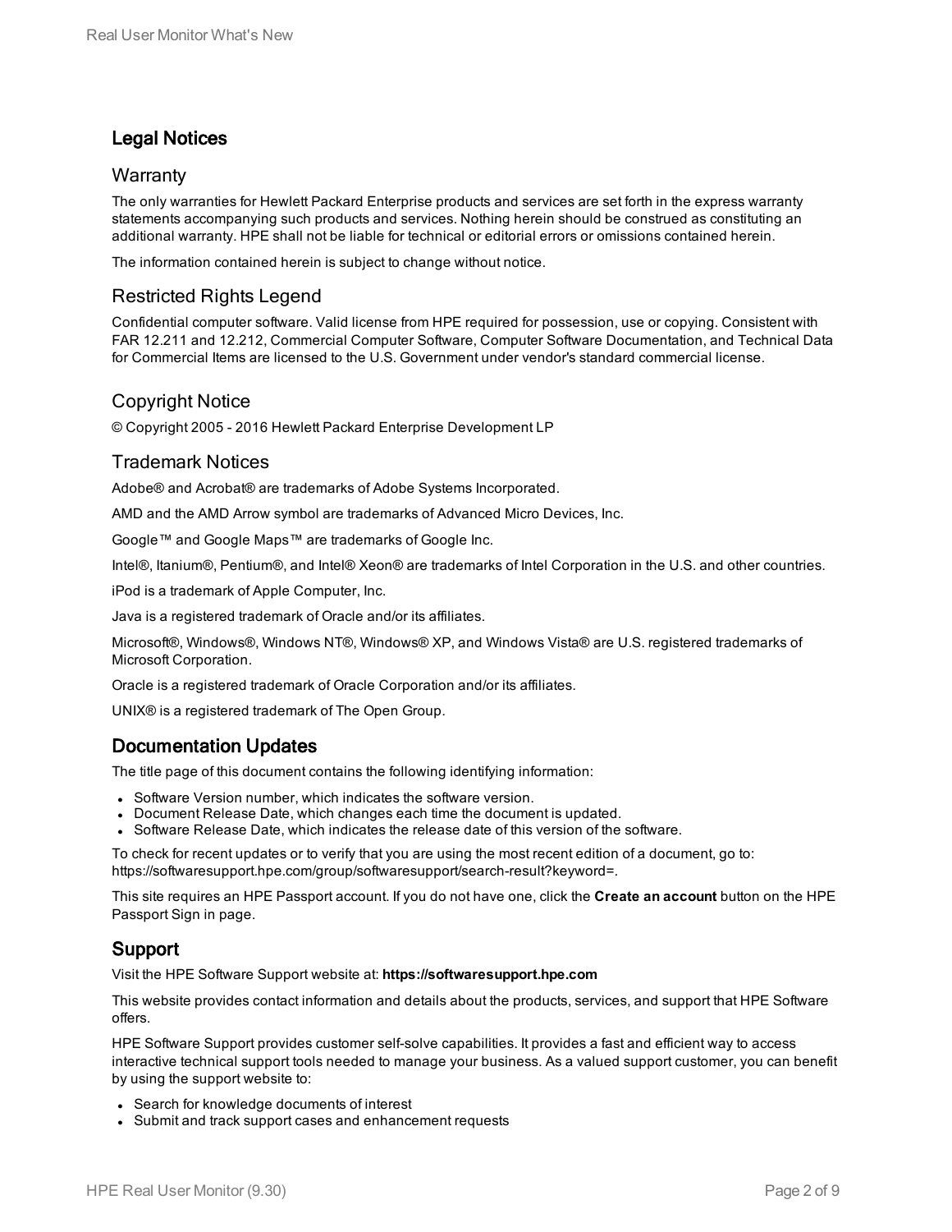## Legal Notices

### Warranty

The only warranties for Hewlett Packard Enterprise products and services are set forth in the express warranty statements accompanying such products and services. Nothing herein should be construed as constituting an additional warranty. HPE shall not be liable for technical or editorial errors or omissions contained herein.

The information contained herein is subject to change without notice.

### Restricted Rights Legend

Confidential computer software. Valid license from HPE required for possession, use or copying. Consistent with FAR 12.211 and 12.212, Commercial Computer Software, Computer Software Documentation, and Technical Data for Commercial Items are licensed to the U.S. Government under vendor's standard commercial license.

### Copyright Notice

© Copyright 2005 - 2016 Hewlett Packard Enterprise Development LP

### Trademark Notices

Adobe® and Acrobat® are trademarks of Adobe Systems Incorporated.

AMD and the AMD Arrow symbol are trademarks of Advanced Micro Devices, Inc.

Google™ and Google Maps™ are trademarks of Google Inc.

Intel®, Itanium®, Pentium®, and Intel® Xeon® are trademarks of Intel Corporation in the U.S. and other countries.

iPod is a trademark of Apple Computer, Inc.

Java is a registered trademark of Oracle and/or its affiliates.

Microsoft®, Windows®, Windows NT®, Windows® XP, and Windows Vista® are U.S. registered trademarks of Microsoft Corporation.

Oracle is a registered trademark of Oracle Corporation and/or its affiliates.

UNIX® is a registered trademark of The Open Group.

## Documentation Updates

The title page of this document contains the following identifying information:

- Software Version number, which indicates the software version.
- Document Release Date, which changes each time the document is updated.
- Software Release Date, which indicates the release date of this version of the software.

To check for recent updates or to verify that you are using the most recent edition of a document, go to: https://softwaresupport.hpe.com/group/softwaresupport/search-result?keyword=.

This site requires an HPE Passport account. If you do not have one, click the **Create an account** button on the HPE Passport Sign in page.

## Support

Visit the HPE Software Support website at: **https://softwaresupport.hpe.com**

This website provides contact information and details about the products, services, and support that HPE Software offers.

HPE Software Support provides customer self-solve capabilities. It provides a fast and efficient way to access interactive technical support tools needed to manage your business. As a valued support customer, you can benefit by using the support website to:

- Search for knowledge documents of interest
- Submit and track support cases and enhancement requests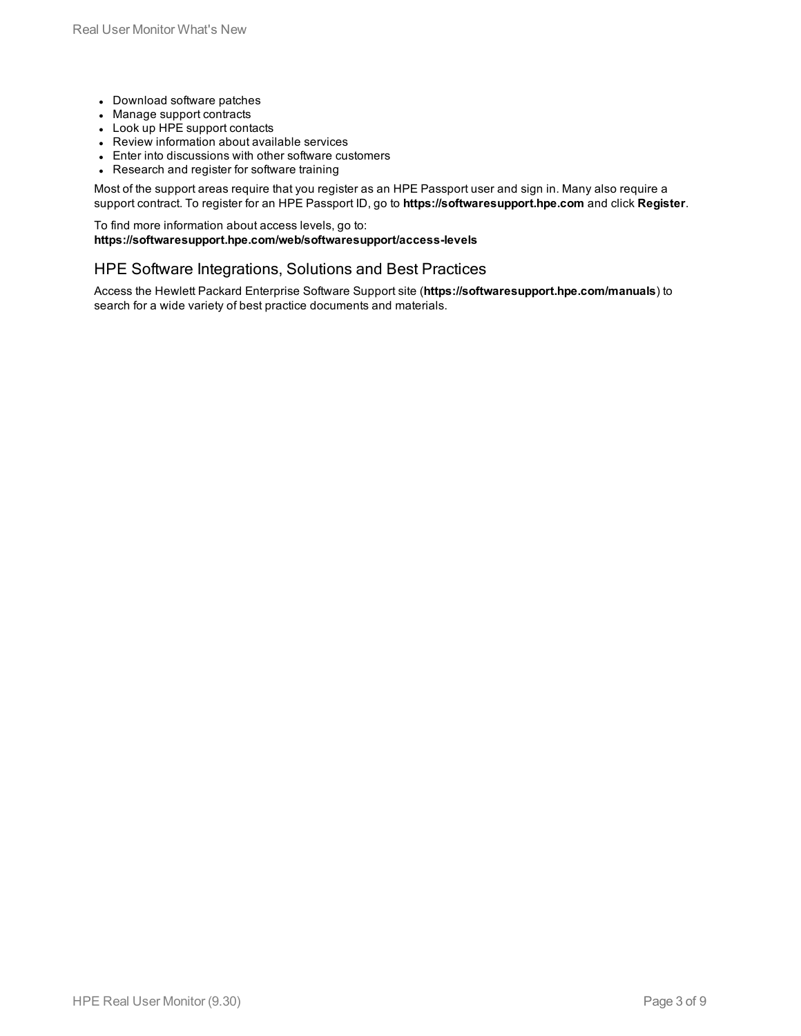- Download software patches
- Manage support contracts
- Look up HPE support contacts
- Review information about available services
- Enter into discussions with other software customers
- Research and register for software training

Most of the support areas require that you register as an HPE Passport user and sign in. Many also require a support contract. To register for an HPE Passport ID, go to **https://softwaresupport.hpe.com** and click **Register**.

To find more information about access levels, go to:
**https://softwaresupport.hpe.com/web/softwaresupport/access-levels**

## HPE Software Integrations, Solutions and Best Practices

Access the Hewlett Packard Enterprise Software Support site (**https://softwaresupport.hpe.com/manuals**) to search for a wide variety of best practice documents and materials.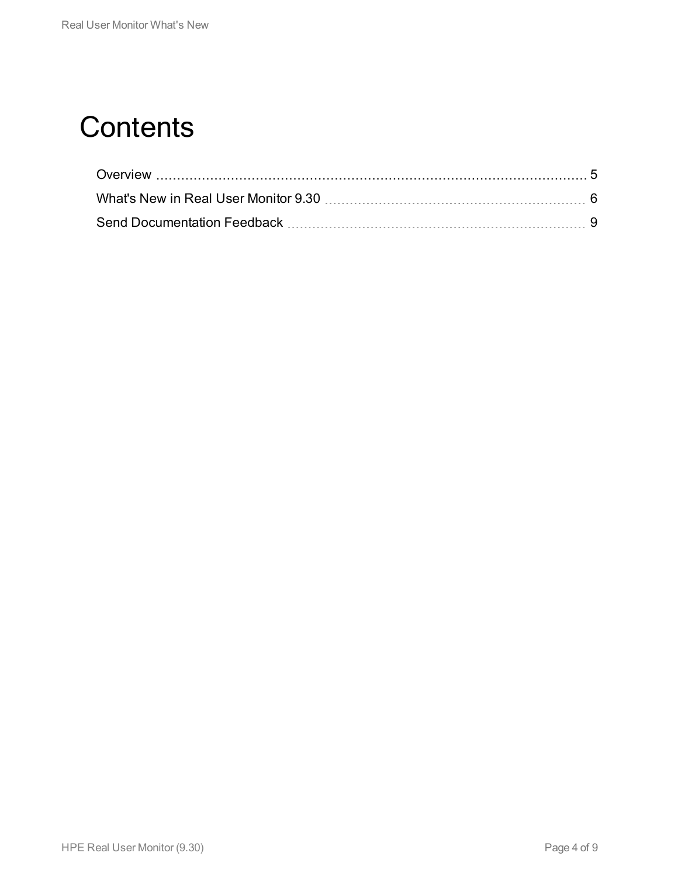# Contents

Overview 5

What's New in Real User Monitor 9.30 6

Send Documentation Feedback 9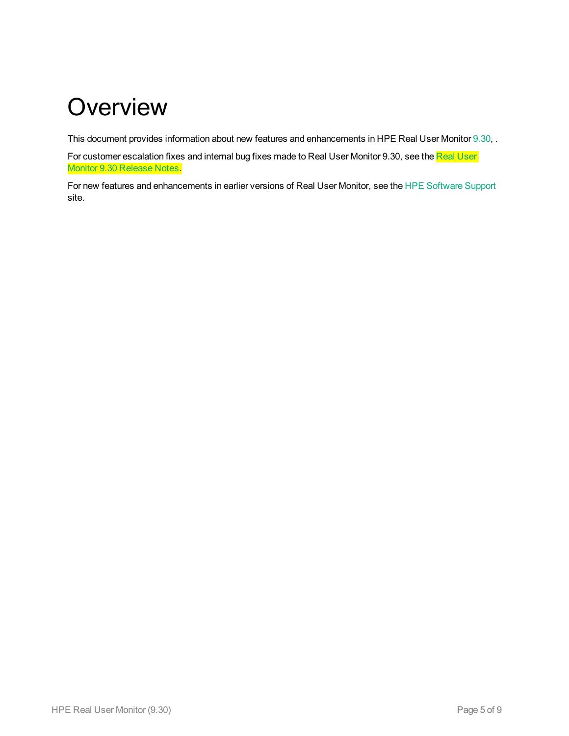# Overview

This document provides information about new features and enhancements in HPE Real User Monitor 9.30, .

For customer escalation fixes and internal bug fixes made to Real User Monitor 9.30, see the Real User Monitor 9.30 Release Notes.

For new features and enhancements in earlier versions of Real User Monitor, see the HPE Software Support site.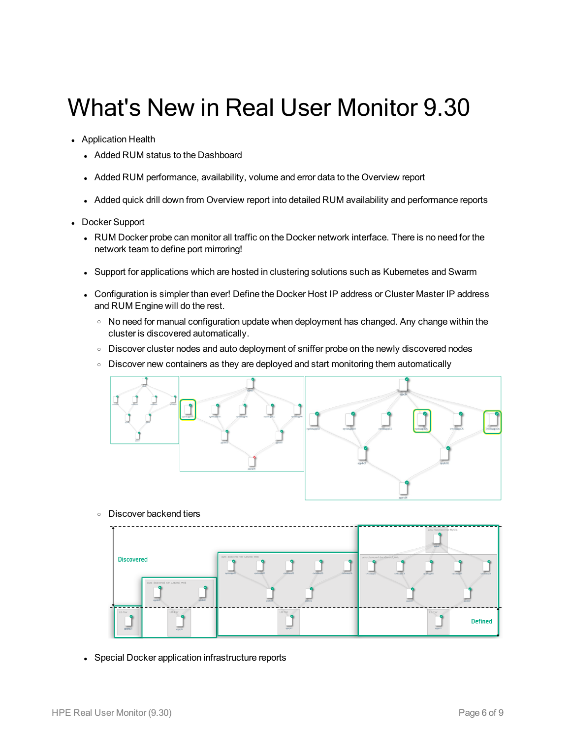# What's New in Real User Monitor 9.30

- Application Health
  - Added RUM status to the Dashboard
  - Added RUM performance, availability, volume and error data to the Overview report
  - Added quick drill down from Overview report into detailed RUM availability and performance reports
- Docker Support
  - RUM Docker probe can monitor all traffic on the Docker network interface. There is no need for the network team to define port mirroring!
  - Support for applications which are hosted in clustering solutions such as Kubernetes and Swarm
  - Configuration is simpler than ever! Define the Docker Host IP address or Cluster Master IP address and RUM Engine will do the rest.
    - No need for manual configuration update when deployment has changed. Any change within the cluster is discovered automatically.
    - Discover cluster nodes and auto deployment of sniffer probe on the newly discovered nodes
    - Discover new containers as they are deployed and start monitoring them automatically
    - Discover backend tiers
  - Special Docker application infrastructure reports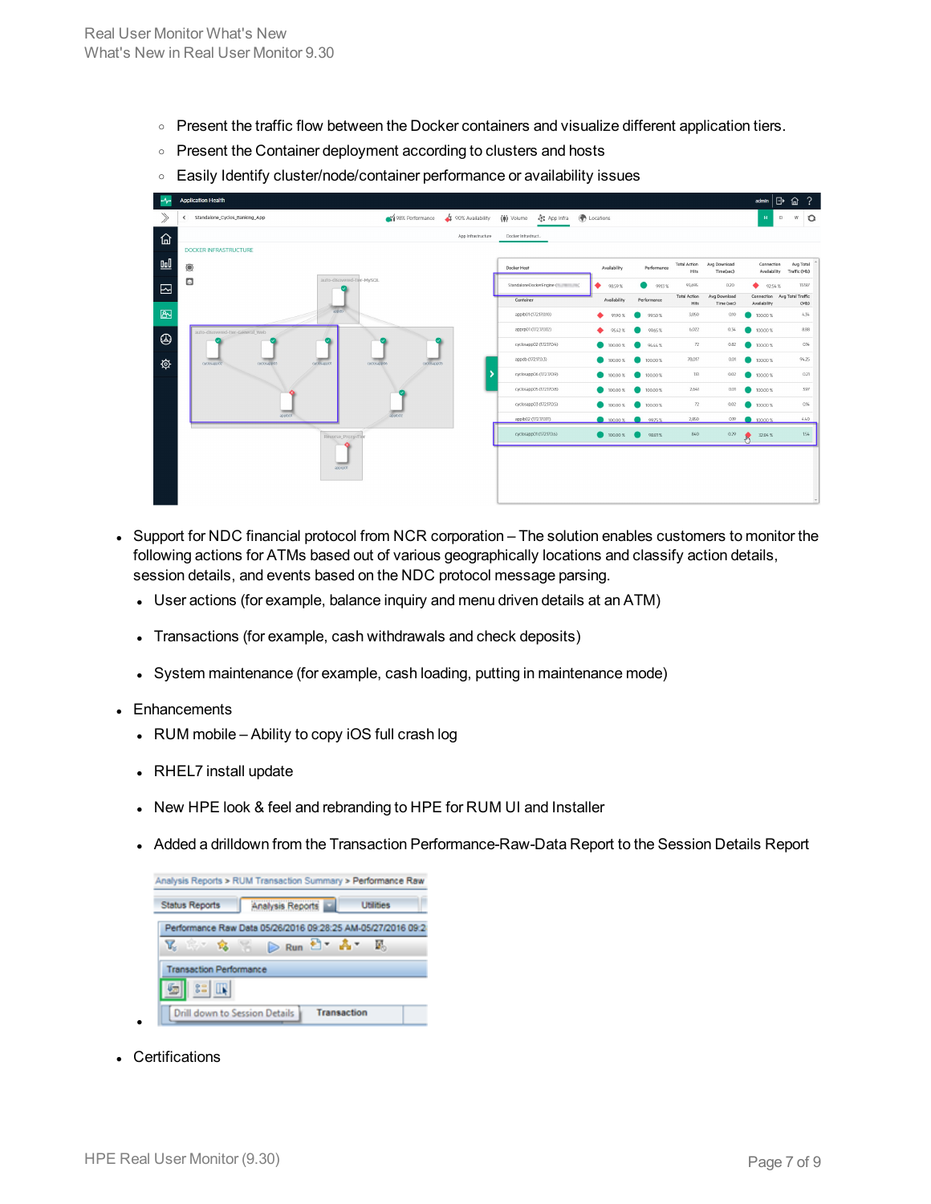- Present the traffic flow between the Docker containers and visualize different application tiers.
- Present the Container deployment according to clusters and hosts
- Easily Identify cluster/node/container performance or availability issues

- Support for NDC financial protocol from NCR corporation – The solution enables customers to monitor the following actions for ATMs based out of various geographically locations and classify action details, session details, and events based on the NDC protocol message parsing.
  - User actions (for example, balance inquiry and menu driven details at an ATM)
  - Transactions (for example, cash withdrawals and check deposits)
  - System maintenance (for example, cash loading, putting in maintenance mode)
- Enhancements
  - RUM mobile – Ability to copy iOS full crash log
  - RHEL7 install update
  - New HPE look & feel and rebranding to HPE for RUM UI and Installer
  - Added a drilldown from the Transaction Performance-Raw-Data Report to the Session Details Report
  - 
- Certifications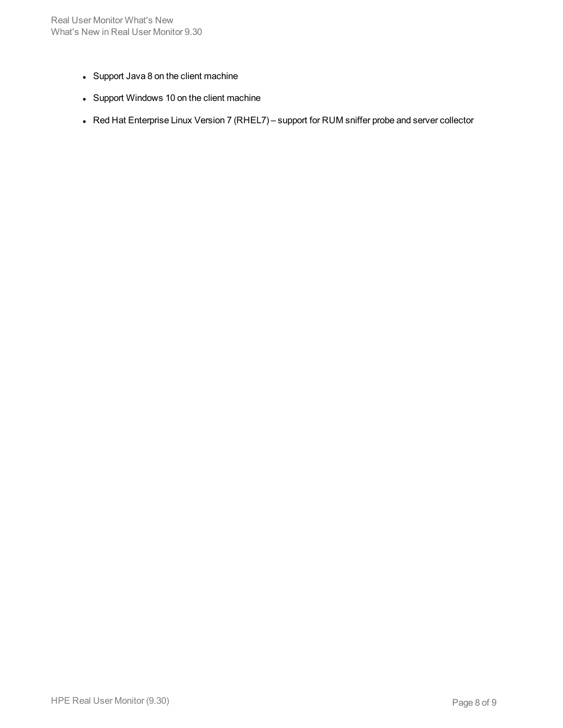- Support Java 8 on the client machine
- Support Windows 10 on the client machine
- Red Hat Enterprise Linux Version 7 (RHEL7) – support for RUM sniffer probe and server collector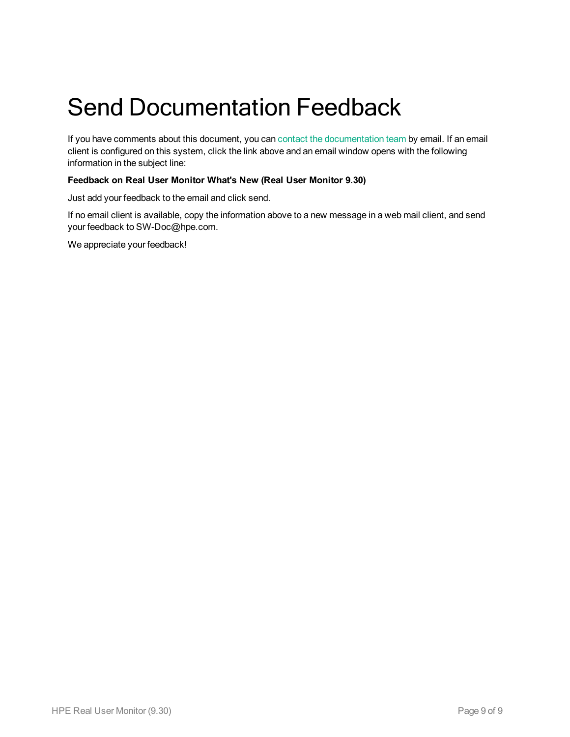# Send Documentation Feedback

If you have comments about this document, you can contact the documentation team by email. If an email client is configured on this system, click the link above and an email window opens with the following information in the subject line:

**Feedback on Real User Monitor What's New (Real User Monitor 9.30)**

Just add your feedback to the email and click send.

If no email client is available, copy the information above to a new message in a web mail client, and send your feedback to SW-Doc@hpe.com.

We appreciate your feedback!